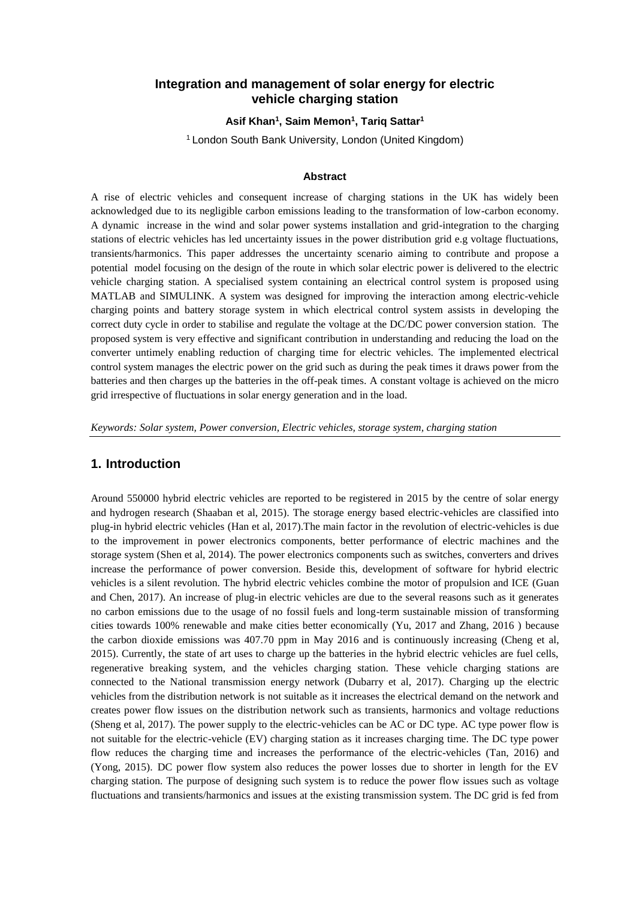# Integration and management of solar energy for electric vehicle charging station

**Asif Khan[1], Saim Memon[1], Tariq Sattar[1]**

[1] London South Bank University, London (United Kingdom)

### Abstract

A rise of electric vehicles and consequent increase of charging stations in the UK has widely been acknowledged due to its negligible carbon emissions leading to the transformation of low-carbon economy. A dynamic increase in the wind and solar power systems installation and grid-integration to the charging stations of electric vehicles has led uncertainty issues in the power distribution grid e.g voltage fluctuations, transients/harmonics. This paper addresses the uncertainty scenario aiming to contribute and propose a potential model focusing on the design of the route in which solar electric power is delivered to the electric vehicle charging station. A specialised system containing an electrical control system is proposed using MATLAB and SIMULINK. A system was designed for improving the interaction among electric-vehicle charging points and battery storage system in which electrical control system assists in developing the correct duty cycle in order to stabilise and regulate the voltage at the DC/DC power conversion station. The proposed system is very effective and significant contribution in understanding and reducing the load on the converter untimely enabling reduction of charging time for electric vehicles. The implemented electrical control system manages the electric power on the grid such as during the peak times it draws power from the batteries and then charges up the batteries in the off-peak times. A constant voltage is achieved on the micro grid irrespective of fluctuations in solar energy generation and in the load.

*Keywords: Solar system, Power conversion, Electric vehicles, storage system, charging station*

## 1. Introduction

Around 550000 hybrid electric vehicles are reported to be registered in 2015 by the centre of solar energy and hydrogen research (Shaaban et al, 2015). The storage energy based electric-vehicles are classified into plug-in hybrid electric vehicles (Han et al, 2017).The main factor in the revolution of electric-vehicles is due to the improvement in power electronics components, better performance of electric machines and the storage system (Shen et al, 2014). The power electronics components such as switches, converters and drives increase the performance of power conversion. Beside this, development of software for hybrid electric vehicles is a silent revolution. The hybrid electric vehicles combine the motor of propulsion and ICE (Guan and Chen, 2017). An increase of plug-in electric vehicles are due to the several reasons such as it generates no carbon emissions due to the usage of no fossil fuels and long-term sustainable mission of transforming cities towards 100% renewable and make cities better economically (Yu, 2017 and Zhang, 2016 ) because the carbon dioxide emissions was 407.70 ppm in May 2016 and is continuously increasing (Cheng et al, 2015). Currently, the state of art uses to charge up the batteries in the hybrid electric vehicles are fuel cells, regenerative breaking system, and the vehicles charging station. These vehicle charging stations are connected to the National transmission energy network (Dubarry et al, 2017). Charging up the electric vehicles from the distribution network is not suitable as it increases the electrical demand on the network and creates power flow issues on the distribution network such as transients, harmonics and voltage reductions (Sheng et al, 2017). The power supply to the electric-vehicles can be AC or DC type. AC type power flow is not suitable for the electric-vehicle (EV) charging station as it increases charging time. The DC type power flow reduces the charging time and increases the performance of the electric-vehicles (Tan, 2016) and (Yong, 2015). DC power flow system also reduces the power losses due to shorter in length for the EV charging station. The purpose of designing such system is to reduce the power flow issues such as voltage fluctuations and transients/harmonics and issues at the existing transmission system. The DC grid is fed from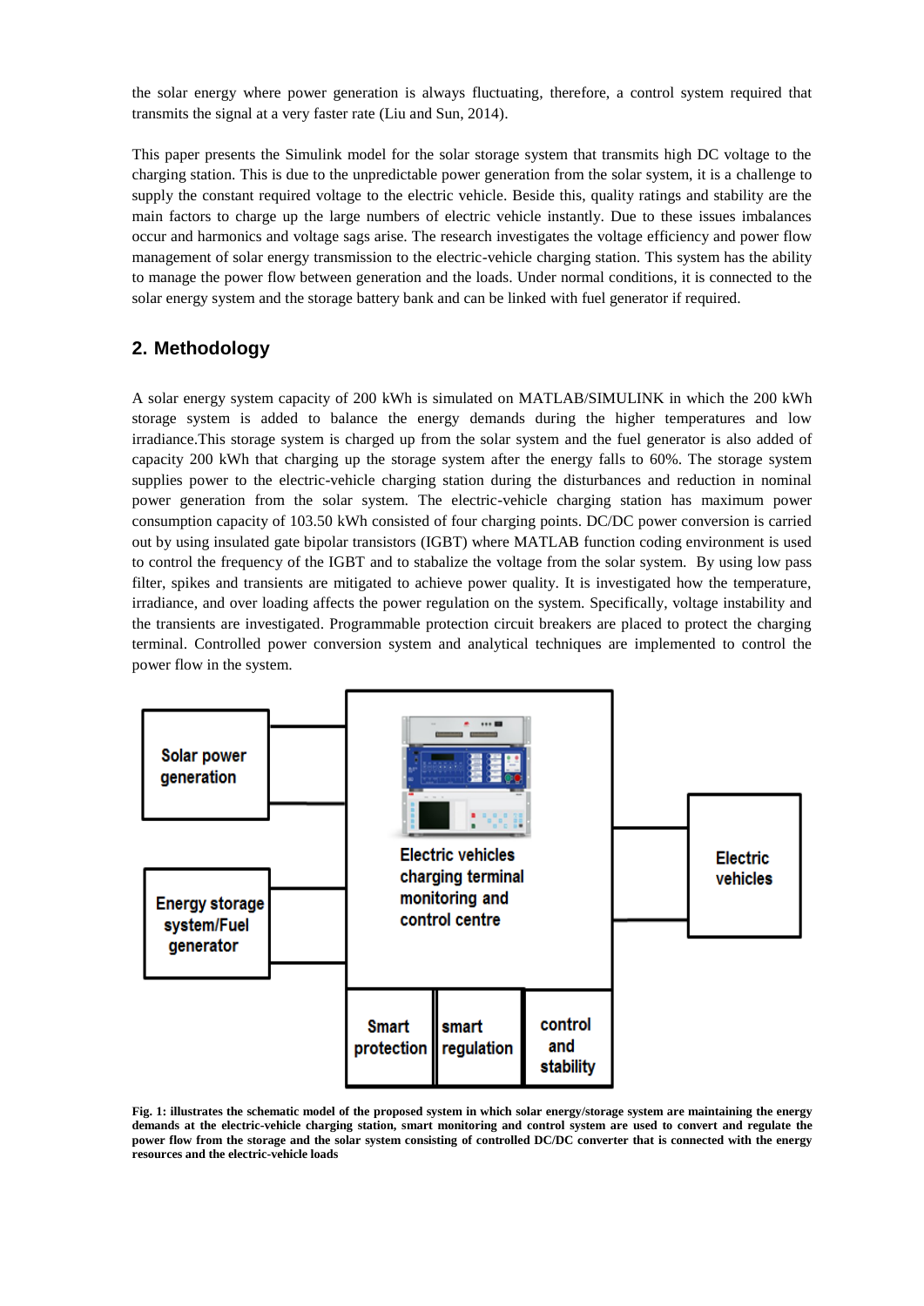the solar energy where power generation is always fluctuating, therefore, a control system required that transmits the signal at a very faster rate (Liu and Sun, 2014).

This paper presents the Simulink model for the solar storage system that transmits high DC voltage to the charging station. This is due to the unpredictable power generation from the solar system, it is a challenge to supply the constant required voltage to the electric vehicle. Beside this, quality ratings and stability are the main factors to charge up the large numbers of electric vehicle instantly. Due to these issues imbalances occur and harmonics and voltage sags arise. The research investigates the voltage efficiency and power flow management of solar energy transmission to the electric-vehicle charging station. This system has the ability to manage the power flow between generation and the loads. Under normal conditions, it is connected to the solar energy system and the storage battery bank and can be linked with fuel generator if required.

## 2. Methodology

A solar energy system capacity of 200 kWh is simulated on MATLAB/SIMULINK in which the 200 kWh storage system is added to balance the energy demands during the higher temperatures and low irradiance.This storage system is charged up from the solar system and the fuel generator is also added of capacity 200 kWh that charging up the storage system after the energy falls to 60%. The storage system supplies power to the electric-vehicle charging station during the disturbances and reduction in nominal power generation from the solar system. The electric-vehicle charging station has maximum power consumption capacity of 103.50 kWh consisted of four charging points. DC/DC power conversion is carried out by using insulated gate bipolar transistors (IGBT) where MATLAB function coding environment is used to control the frequency of the IGBT and to stabalize the voltage from the solar system. By using low pass filter, spikes and transients are mitigated to achieve power quality. It is investigated how the temperature, irradiance, and over loading affects the power regulation on the system. Specifically, voltage instability and the transients are investigated. Programmable protection circuit breakers are placed to protect the charging terminal. Controlled power conversion system and analytical techniques are implemented to control the power flow in the system.

Solar power generation

Energy storage system/Fuel generator

Electric vehicles charging terminal monitoring and control centre

Electric vehicles

Smart protection | smart regulation | control and stability

**Fig. 1: illustrates the schematic model of the proposed system in which solar energy/storage system are maintaining the energy demands at the electric-vehicle charging station, smart monitoring and control system are used to convert and regulate the power flow from the storage and the solar system consisting of controlled DC/DC converter that is connected with the energy resources and the electric-vehicle loads**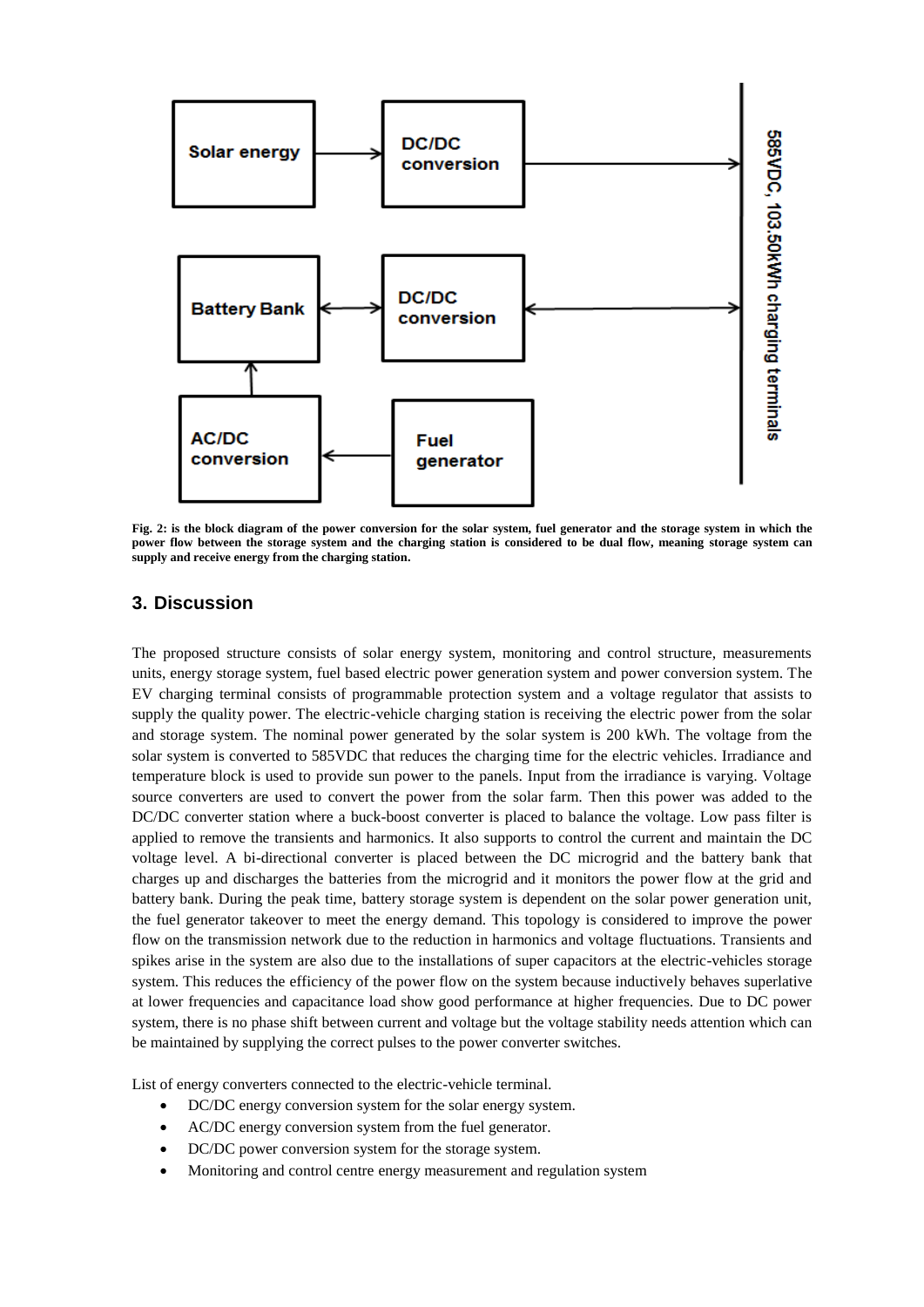**Fig. 2: is the block diagram of the power conversion for the solar system, fuel generator and the storage system in which the power flow between the storage system and the charging station is considered to be dual flow, meaning storage system can supply and receive energy from the charging station.**

## 3. Discussion

The proposed structure consists of solar energy system, monitoring and control structure, measurements units, energy storage system, fuel based electric power generation system and power conversion system. The EV charging terminal consists of programmable protection system and a voltage regulator that assists to supply the quality power. The electric-vehicle charging station is receiving the electric power from the solar and storage system. The nominal power generated by the solar system is 200 kWh. The voltage from the solar system is converted to 585VDC that reduces the charging time for the electric vehicles. Irradiance and temperature block is used to provide sun power to the panels. Input from the irradiance is varying. Voltage source converters are used to convert the power from the solar farm. Then this power was added to the DC/DC converter station where a buck-boost converter is placed to balance the voltage. Low pass filter is applied to remove the transients and harmonics. It also supports to control the current and maintain the DC voltage level. A bi-directional converter is placed between the DC microgrid and the battery bank that charges up and discharges the batteries from the microgrid and it monitors the power flow at the grid and battery bank. During the peak time, battery storage system is dependent on the solar power generation unit, the fuel generator takeover to meet the energy demand. This topology is considered to improve the power flow on the transmission network due to the reduction in harmonics and voltage fluctuations. Transients and spikes arise in the system are also due to the installations of super capacitors at the electric-vehicles storage system. This reduces the efficiency of the power flow on the system because inductively behaves superlative at lower frequencies and capacitance load show good performance at higher frequencies. Due to DC power system, there is no phase shift between current and voltage but the voltage stability needs attention which can be maintained by supplying the correct pulses to the power converter switches.

List of energy converters connected to the electric-vehicle terminal.

- DC/DC energy conversion system for the solar energy system.
- AC/DC energy conversion system from the fuel generator.
- DC/DC power conversion system for the storage system.
- Monitoring and control centre energy measurement and regulation system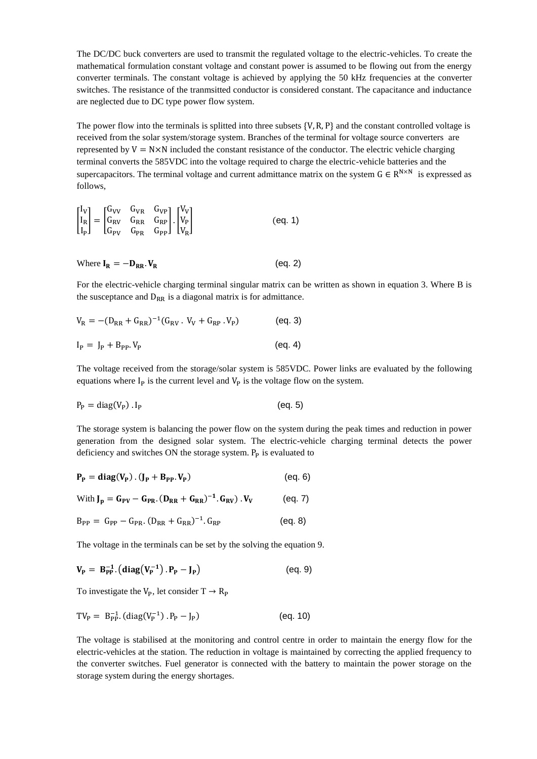The DC/DC buck converters are used to transmit the regulated voltage to the electric-vehicles. To create the mathematical formulation constant voltage and constant power is assumed to be flowing out from the energy converter terminals. The constant voltage is achieved by applying the 50 kHz frequencies at the converter switches. The resistance of the tranmsitted conductor is considered constant. The capacitance and inductance are neglected due to DC type power flow system.

The power flow into the terminals is splitted into three subsets $\{V, R, P\}$ and the constant controlled voltage is received from the solar system/storage system. Branches of the terminal for voltage source converters are represented by $V = N \times N$ included the constant resistance of the conductor. The electric vehicle charging terminal converts the 585VDC into the voltage required to charge the electric-vehicle batteries and the supercapacitors. The terminal voltage and current admittance matrix on the system $G \in R^{N \times N}$ is expressed as follows,

$$\begin{bmatrix} I_V \\ I_R \\ I_P \end{bmatrix} = \begin{bmatrix} G_{VV} & G_{VR} & G_{VP} \\ G_{RV} & G_{RR} & G_{RP} \\ G_{PV} & G_{PR} & G_{PP} \end{bmatrix} . \begin{bmatrix} V_V \\ V_P \\ V_R \end{bmatrix} \qquad \text{(eq. 1)}$$

Where $\mathbf{I_R = -D_{RR}. V_R}$ (eq. 2)

For the electric-vehicle charging terminal singular matrix can be written as shown in equation 3. Where B is the susceptance and $D_{RR}$ is a diagonal matrix is for admittance.

$$V_R = -(D_{RR} + G_{RR})^{-1}(G_{RV} \,.\, V_V + G_{RP} \,.\, V_P) \qquad \text{(eq. 3)}$$

$$I_P = J_P + B_{PP}. V_P \qquad \text{(eq. 4)}$$

The voltage received from the storage/solar system is 585VDC. Power links are evaluated by the following equations where $I_P$ is the current level and $V_P$ is the voltage flow on the system.

$$P_P = \text{diag}(V_P) \,.\, I_P \qquad \text{(eq. 5)}$$

The storage system is balancing the power flow on the system during the peak times and reduction in power generation from the designed solar system. The electric-vehicle charging terminal detects the power deficiency and switches ON the storage system. $P_P$ is evaluated to

$$\mathbf{P_P = diag(V_P) \,.\, (J_P + B_{PP}. V_P)} \qquad \text{(eq. 6)}$$

With $\mathbf{J_p = G_{PV} - G_{PR}. (D_{RR} + G_{RR})^{-1}. G_{RV}) \,.\, V_V}$ (eq. 7)

$$B_{PP} = G_{PP} - G_{PR}. (D_{RR} + G_{RR})^{-1}. G_{RP} \qquad \text{(eq. 8)}$$

The voltage in the terminals can be set by the solving the equation 9.

$$\mathbf{V_P = B_{PP}^{-1}. \left(diag\left(V_P^{-1}\right) . P_P - J_P\right)} \qquad \text{(eq. 9)}$$

To investigate the $V_P$, let consider $T \rightarrow R_P$

$$TV_P = B_{PP}^{-1}. (\text{diag}(V_P^{-1}) \,.\, P_P - J_P) \qquad \text{(eq. 10)}$$

The voltage is stabilised at the monitoring and control centre in order to maintain the energy flow for the electric-vehicles at the station. The reduction in voltage is maintained by correcting the applied frequency to the converter switches. Fuel generator is connected with the battery to maintain the power storage on the storage system during the energy shortages.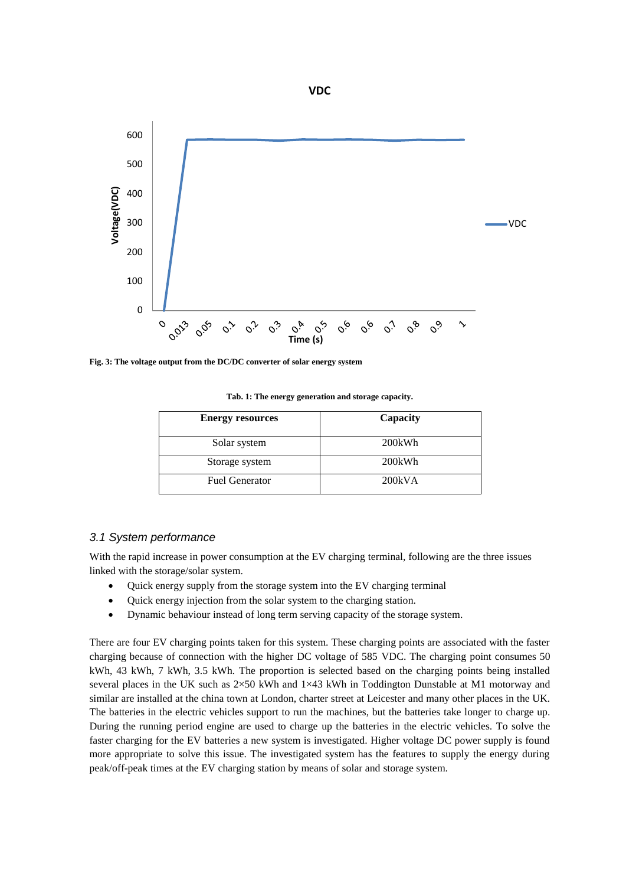Fig. 3: The voltage output from the DC/DC converter of solar energy system

Tab. 1: The energy generation and storage capacity.

| Energy resources | Capacity |
| --- | --- |
| Solar system | 200kWh |
| Storage system | 200kWh |
| Fuel Generator | 200kVA |

### *3.1 System performance*

With the rapid increase in power consumption at the EV charging terminal, following are the three issues linked with the storage/solar system.

- Quick energy supply from the storage system into the EV charging terminal
- Quick energy injection from the solar system to the charging station.
- Dynamic behaviour instead of long term serving capacity of the storage system.

There are four EV charging points taken for this system. These charging points are associated with the faster charging because of connection with the higher DC voltage of 585 VDC. The charging point consumes 50 kWh, 43 kWh, 7 kWh, 3.5 kWh. The proportion is selected based on the charging points being installed several places in the UK such as 2×50 kWh and 1×43 kWh in Toddington Dunstable at M1 motorway and similar are installed at the china town at London, charter street at Leicester and many other places in the UK. The batteries in the electric vehicles support to run the machines, but the batteries take longer to charge up. During the running period engine are used to charge up the batteries in the electric vehicles. To solve the faster charging for the EV batteries a new system is investigated. Higher voltage DC power supply is found more appropriate to solve this issue. The investigated system has the features to supply the energy during peak/off-peak times at the EV charging station by means of solar and storage system.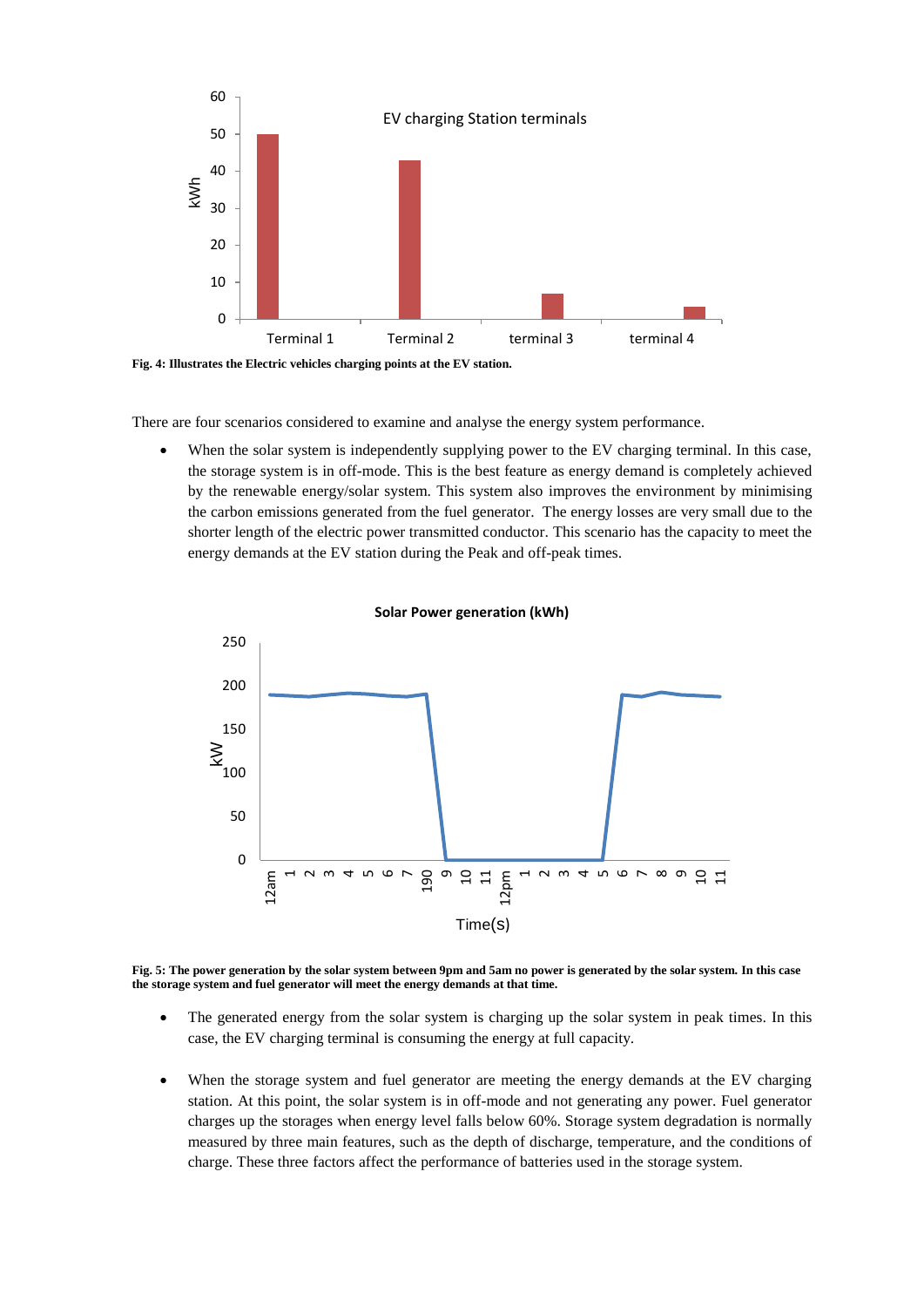**Fig. 4: Illustrates the Electric vehicles charging points at the EV station.**

There are four scenarios considered to examine and analyse the energy system performance.

- When the solar system is independently supplying power to the EV charging terminal. In this case, the storage system is in off-mode. This is the best feature as energy demand is completely achieved by the renewable energy/solar system. This system also improves the environment by minimising the carbon emissions generated from the fuel generator. The energy losses are very small due to the shorter length of the electric power transmitted conductor. This scenario has the capacity to meet the energy demands at the EV station during the Peak and off-peak times.

**Fig. 5: The power generation by the solar system between 9pm and 5am no power is generated by the solar system. In this case the storage system and fuel generator will meet the energy demands at that time.**

- The generated energy from the solar system is charging up the solar system in peak times. In this case, the EV charging terminal is consuming the energy at full capacity.

- When the storage system and fuel generator are meeting the energy demands at the EV charging station. At this point, the solar system is in off-mode and not generating any power. Fuel generator charges up the storages when energy level falls below 60%. Storage system degradation is normally measured by three main features, such as the depth of discharge, temperature, and the conditions of charge. These three factors affect the performance of batteries used in the storage system.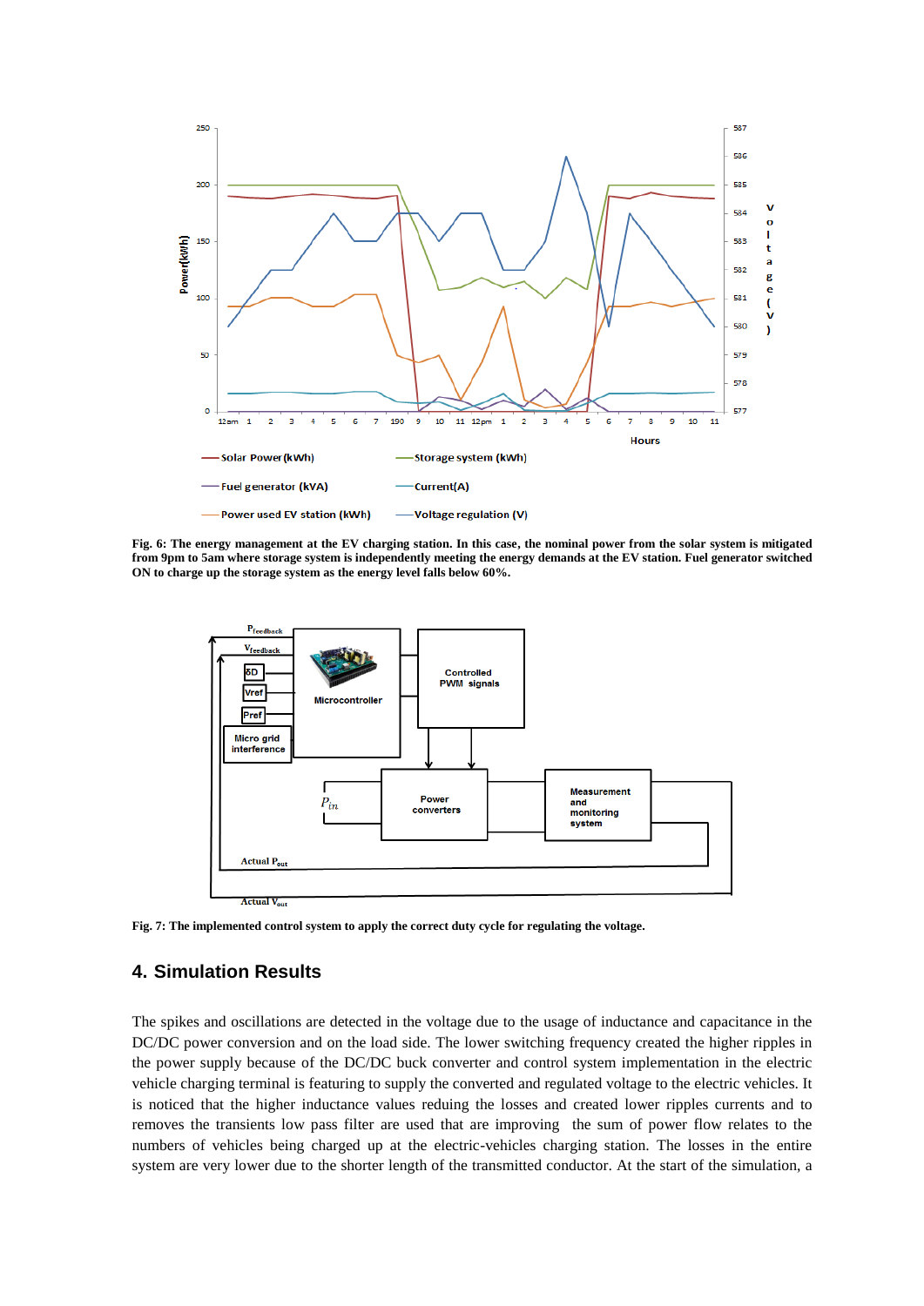Fig. 6: The energy management at the EV charging station. In this case, the nominal power from the solar system is mitigated from 9pm to 5am where storage system is independently meeting the energy demands at the EV station. Fuel generator switched ON to charge up the storage system as the energy level falls below 60%.

Fig. 7: The implemented control system to apply the correct duty cycle for regulating the voltage.

## 4. Simulation Results

The spikes and oscillations are detected in the voltage due to the usage of inductance and capacitance in the DC/DC power conversion and on the load side. The lower switching frequency created the higher ripples in the power supply because of the DC/DC buck converter and control system implementation in the electric vehicle charging terminal is featuring to supply the converted and regulated voltage to the electric vehicles. It is noticed that the higher inductance values reduing the losses and created lower ripples currents and to removes the transients low pass filter are used that are improving the sum of power flow relates to the numbers of vehicles being charged up at the electric-vehicles charging station. The losses in the entire system are very lower due to the shorter length of the transmitted conductor. At the start of the simulation, a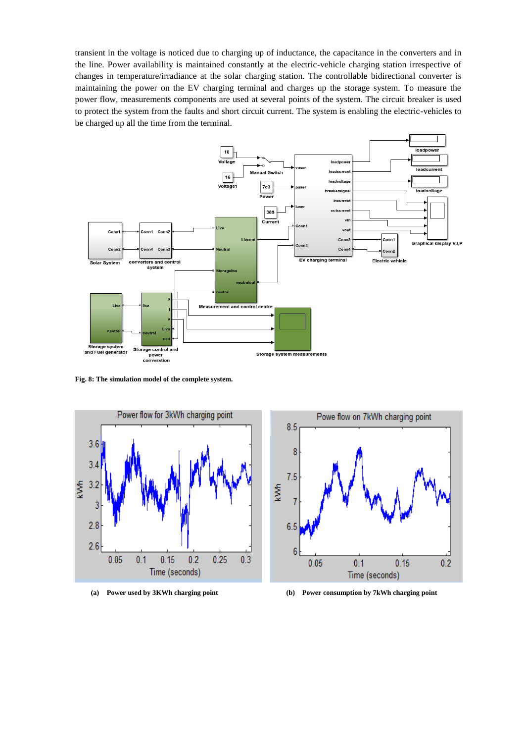transient in the voltage is noticed due to charging up of inductance, the capacitance in the converters and in the line. Power availability is maintained constantly at the electric-vehicle charging station irrespective of changes in temperature/irradiance at the solar charging station. The controllable bidirectional converter is maintaining the power on the EV charging terminal and charges up the storage system. To measure the power flow, measurements components are used at several points of the system. The circuit breaker is used to protect the system from the faults and short circuit current. The system is enabling the electric-vehicles to be charged up all the time from the terminal.

**Fig. 8: The simulation model of the complete system.**

**(a) Power used by 3KWh charging point**

**(b) Power consumption by 7kWh charging point**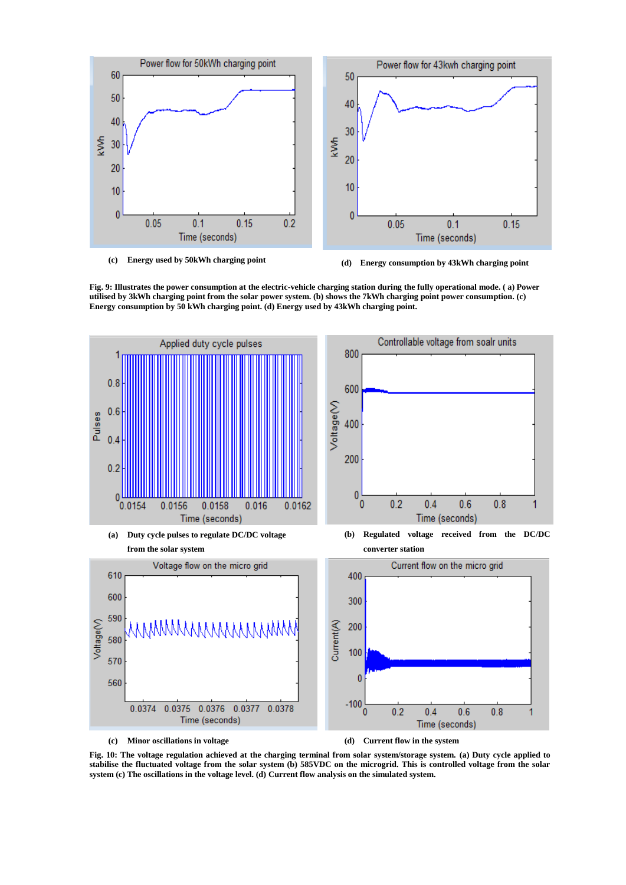(c) Energy used by 50kWh charging point

(d) Energy consumption by 43kWh charging point

**Fig. 9: Illustrates the power consumption at the electric-vehicle charging station during the fully operational mode. ( a) Power utilised by 3kWh charging point from the solar power system. (b) shows the 7kWh charging point power consumption. (c) Energy consumption by 50 kWh charging point. (d) Energy used by 43kWh charging point.**

(a) Duty cycle pulses to regulate DC/DC voltage from the solar system

(b) Regulated voltage received from the DC/DC converter station

(c) Minor oscillations in voltage

(d) Current flow in the system

**Fig. 10: The voltage regulation achieved at the charging terminal from solar system/storage system. (a) Duty cycle applied to stabilise the fluctuated voltage from the solar system (b) 585VDC on the microgrid. This is controlled voltage from the solar system (c) The oscillations in the voltage level. (d) Current flow analysis on the simulated system.**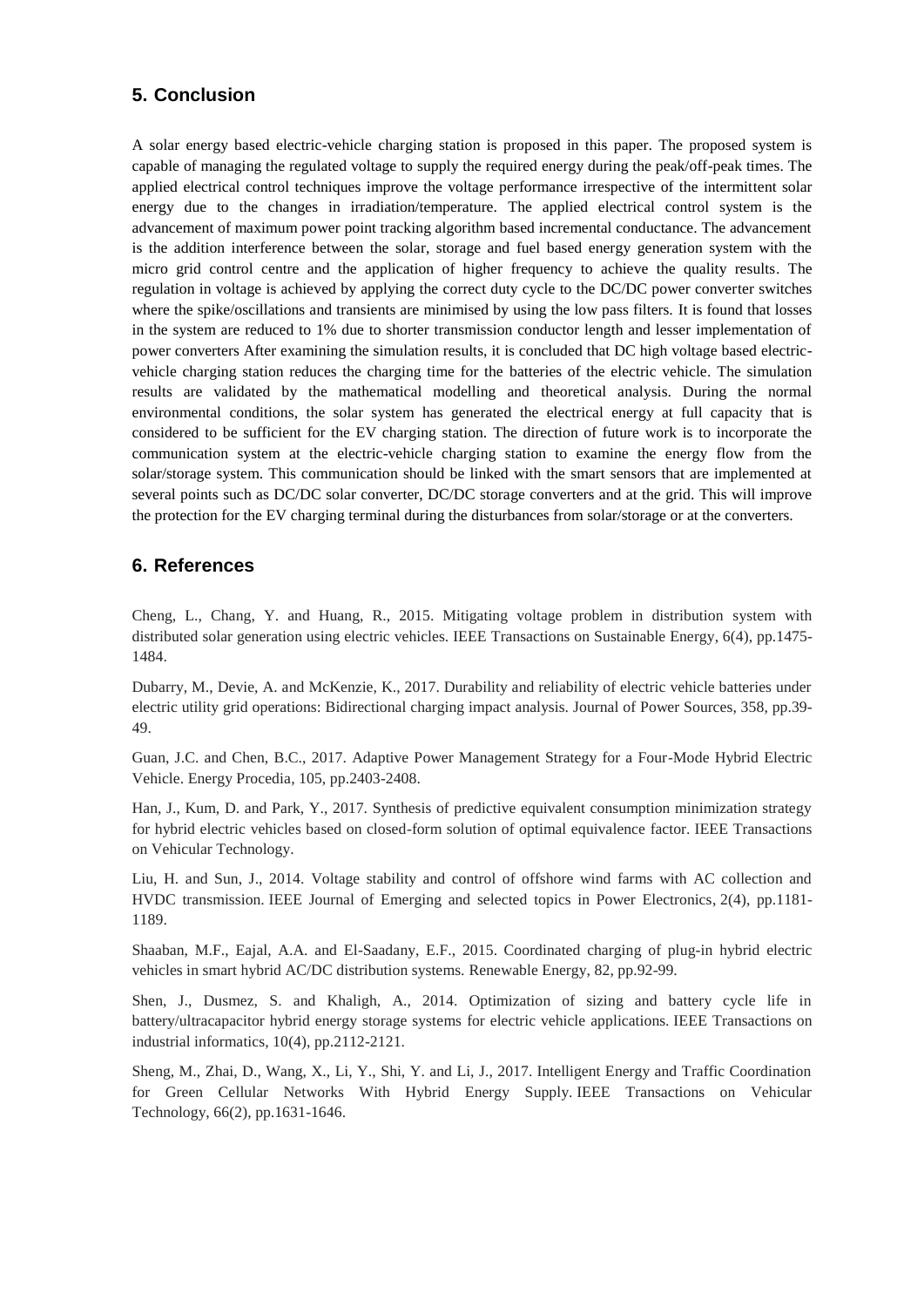## 5. Conclusion

A solar energy based electric-vehicle charging station is proposed in this paper. The proposed system is capable of managing the regulated voltage to supply the required energy during the peak/off-peak times. The applied electrical control techniques improve the voltage performance irrespective of the intermittent solar energy due to the changes in irradiation/temperature. The applied electrical control system is the advancement of maximum power point tracking algorithm based incremental conductance. The advancement is the addition interference between the solar, storage and fuel based energy generation system with the micro grid control centre and the application of higher frequency to achieve the quality results. The regulation in voltage is achieved by applying the correct duty cycle to the DC/DC power converter switches where the spike/oscillations and transients are minimised by using the low pass filters. It is found that losses in the system are reduced to 1% due to shorter transmission conductor length and lesser implementation of power converters After examining the simulation results, it is concluded that DC high voltage based electric-vehicle charging station reduces the charging time for the batteries of the electric vehicle. The simulation results are validated by the mathematical modelling and theoretical analysis. During the normal environmental conditions, the solar system has generated the electrical energy at full capacity that is considered to be sufficient for the EV charging station. The direction of future work is to incorporate the communication system at the electric-vehicle charging station to examine the energy flow from the solar/storage system. This communication should be linked with the smart sensors that are implemented at several points such as DC/DC solar converter, DC/DC storage converters and at the grid. This will improve the protection for the EV charging terminal during the disturbances from solar/storage or at the converters.

## 6. References

Cheng, L., Chang, Y. and Huang, R., 2015. Mitigating voltage problem in distribution system with distributed solar generation using electric vehicles. IEEE Transactions on Sustainable Energy, 6(4), pp.1475-1484.

Dubarry, M., Devie, A. and McKenzie, K., 2017. Durability and reliability of electric vehicle batteries under electric utility grid operations: Bidirectional charging impact analysis. Journal of Power Sources, 358, pp.39-49.

Guan, J.C. and Chen, B.C., 2017. Adaptive Power Management Strategy for a Four-Mode Hybrid Electric Vehicle. Energy Procedia, 105, pp.2403-2408.

Han, J., Kum, D. and Park, Y., 2017. Synthesis of predictive equivalent consumption minimization strategy for hybrid electric vehicles based on closed-form solution of optimal equivalence factor. IEEE Transactions on Vehicular Technology.

Liu, H. and Sun, J., 2014. Voltage stability and control of offshore wind farms with AC collection and HVDC transmission. IEEE Journal of Emerging and selected topics in Power Electronics, 2(4), pp.1181-1189.

Shaaban, M.F., Eajal, A.A. and El-Saadany, E.F., 2015. Coordinated charging of plug-in hybrid electric vehicles in smart hybrid AC/DC distribution systems. Renewable Energy, 82, pp.92-99.

Shen, J., Dusmez, S. and Khaligh, A., 2014. Optimization of sizing and battery cycle life in battery/ultracapacitor hybrid energy storage systems for electric vehicle applications. IEEE Transactions on industrial informatics, 10(4), pp.2112-2121.

Sheng, M., Zhai, D., Wang, X., Li, Y., Shi, Y. and Li, J., 2017. Intelligent Energy and Traffic Coordination for Green Cellular Networks With Hybrid Energy Supply. IEEE Transactions on Vehicular Technology, 66(2), pp.1631-1646.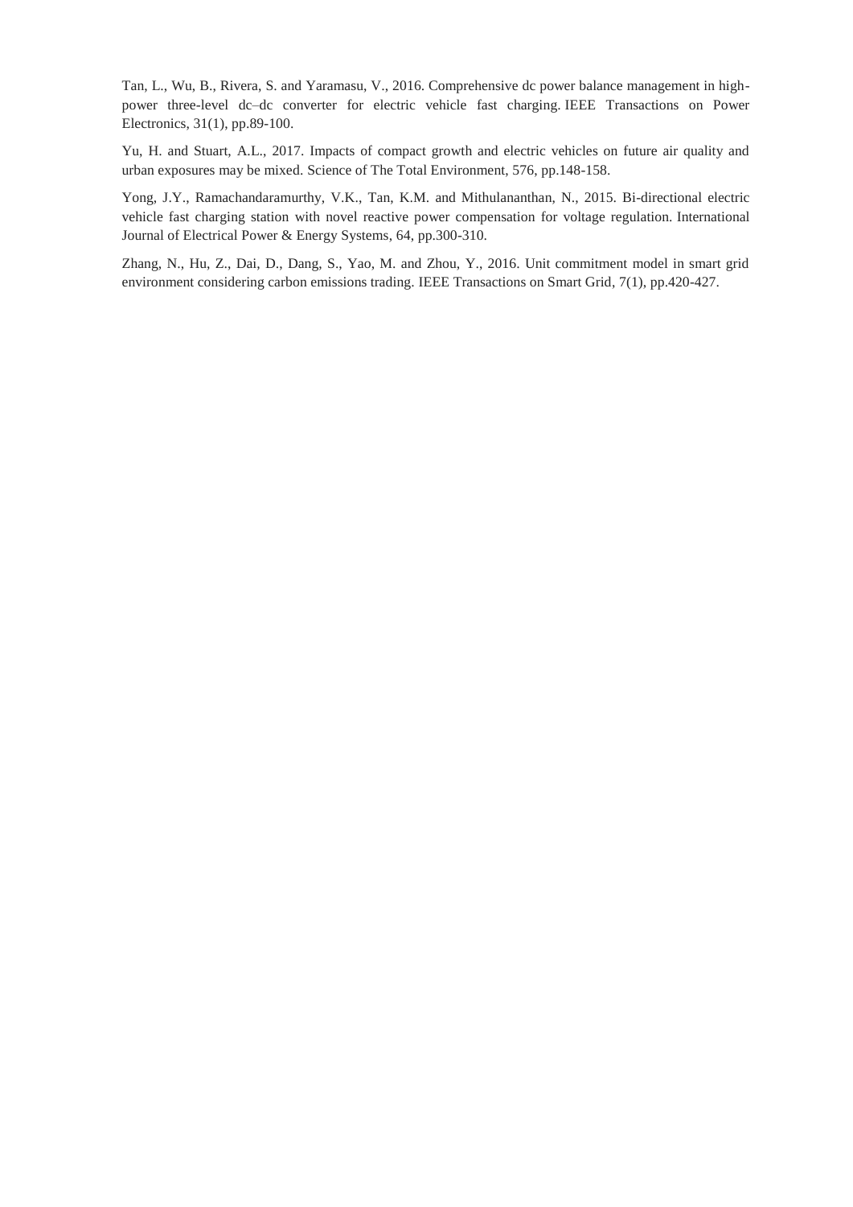Tan, L., Wu, B., Rivera, S. and Yaramasu, V., 2016. Comprehensive dc power balance management in high-power three-level dc–dc converter for electric vehicle fast charging. IEEE Transactions on Power Electronics, 31(1), pp.89-100.

Yu, H. and Stuart, A.L., 2017. Impacts of compact growth and electric vehicles on future air quality and urban exposures may be mixed. Science of The Total Environment, 576, pp.148-158.

Yong, J.Y., Ramachandaramurthy, V.K., Tan, K.M. and Mithulananthan, N., 2015. Bi-directional electric vehicle fast charging station with novel reactive power compensation for voltage regulation. International Journal of Electrical Power & Energy Systems, 64, pp.300-310.

Zhang, N., Hu, Z., Dai, D., Dang, S., Yao, M. and Zhou, Y., 2016. Unit commitment model in smart grid environment considering carbon emissions trading. IEEE Transactions on Smart Grid, 7(1), pp.420-427.